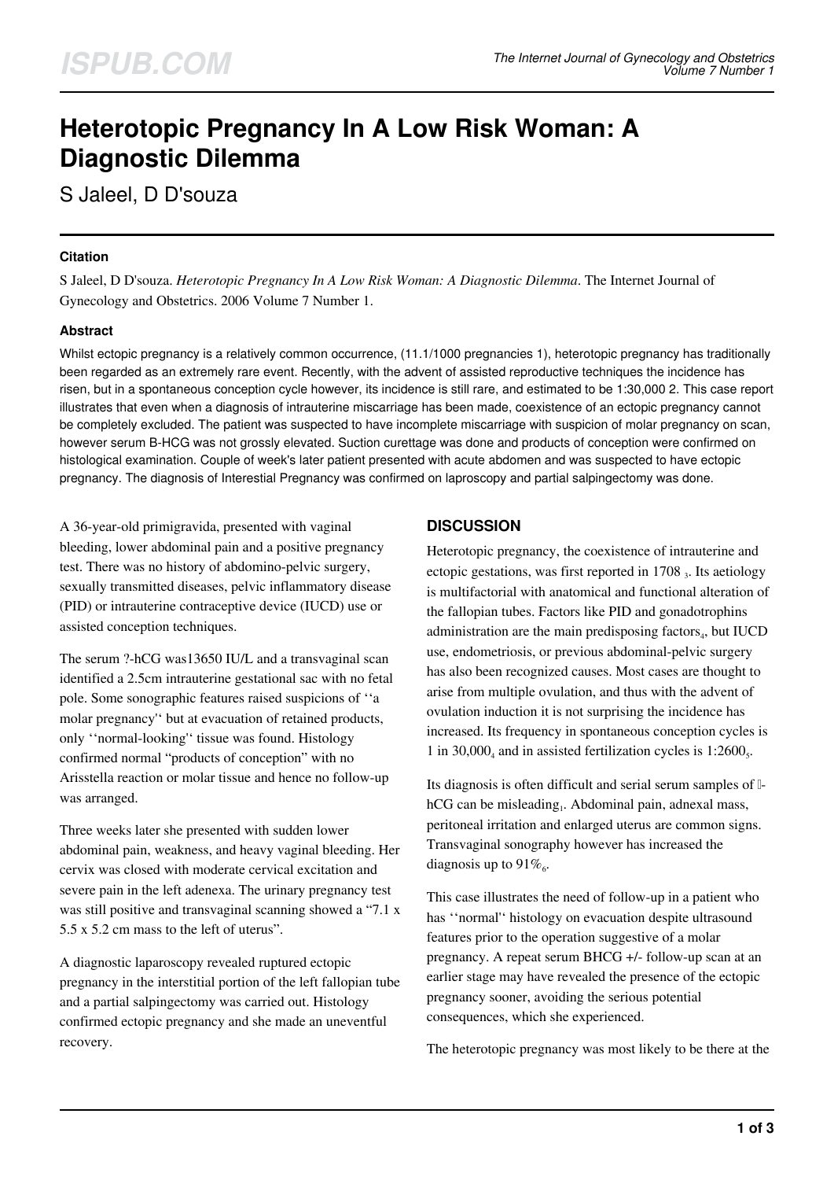# Heterotopic Pregnancy In A Low Risk Woman: A Diagnostic Dilemma

S Jaleel, D D'souza

### Citation

S Jaleel, D D'souza. *Heterotopic Pregnancy In A Low Risk Woman: A Diagnostic Dilemma*. The Internet Journal of Gynecology and Obstetrics. 2006 Volume 7 Number 1.

### Abstract

Whilst ectopic pregnancy is a relatively common occurrence, (11.1/1000 pregnancies 1), heterotopic pregnancy has traditionally been regarded as an extremely rare event. Recently, with the advent of assisted reproductive techniques the incidence has risen, but in a spontaneous conception cycle however, its incidence is still rare, and estimated to be 1:30,000 2. This case report illustrates that even when a diagnosis of intrauterine miscarriage has been made, coexistence of an ectopic pregnancy cannot be completely excluded. The patient was suspected to have incomplete miscarriage with suspicion of molar pregnancy on scan, however serum B-HCG was not grossly elevated. Suction curettage was done and products of conception were confirmed on histological examination. Couple of week's later patient presented with acute abdomen and was suspected to have ectopic pregnancy. The diagnosis of Interestial Pregnancy was confirmed on laproscopy and partial salpingectomy was done.

A 36-year-old primigravida, presented with vaginal bleeding, lower abdominal pain and a positive pregnancy test. There was no history of abdomino-pelvic surgery, sexually transmitted diseases, pelvic inflammatory disease (PID) or intrauterine contraceptive device (IUCD) use or assisted conception techniques.

The serum ?-hCG was13650 IU/L and a transvaginal scan identified a 2.5cm intrauterine gestational sac with no fetal pole. Some sonographic features raised suspicions of ''a molar pregnancy'' but at evacuation of retained products, only ''normal-looking'' tissue was found. Histology confirmed normal "products of conception" with no Arisstella reaction or molar tissue and hence no follow-up was arranged.

Three weeks later she presented with sudden lower abdominal pain, weakness, and heavy vaginal bleeding. Her cervix was closed with moderate cervical excitation and severe pain in the left adenexa. The urinary pregnancy test was still positive and transvaginal scanning showed a "7.1 x 5.5 x 5.2 cm mass to the left of uterus".

A diagnostic laparoscopy revealed ruptured ectopic pregnancy in the interstitial portion of the left fallopian tube and a partial salpingectomy was carried out. Histology confirmed ectopic pregnancy and she made an uneventful recovery.

## DISCUSSION

Heterotopic pregnancy, the coexistence of intrauterine and ectopic gestations, was first reported in 1708 [3]. Its aetiology is multifactorial with anatomical and functional alteration of the fallopian tubes. Factors like PID and gonadotrophins administration are the main predisposing factors[4], but IUCD use, endometriosis, or previous abdominal-pelvic surgery has also been recognized causes. Most cases are thought to arise from multiple ovulation, and thus with the advent of ovulation induction it is not surprising the incidence has increased. Its frequency in spontaneous conception cycles is 1 in 30,000[4] and in assisted fertilization cycles is 1:2600[5].

Its diagnosis is often difficult and serial serum samples of β-hCG can be misleading[1]. Abdominal pain, adnexal mass, peritoneal irritation and enlarged uterus are common signs. Transvaginal sonography however has increased the diagnosis up to 91%[6].

This case illustrates the need of follow-up in a patient who has ''normal'' histology on evacuation despite ultrasound features prior to the operation suggestive of a molar pregnancy. A repeat serum BHCG +/- follow-up scan at an earlier stage may have revealed the presence of the ectopic pregnancy sooner, avoiding the serious potential consequences, which she experienced.

The heterotopic pregnancy was most likely to be there at the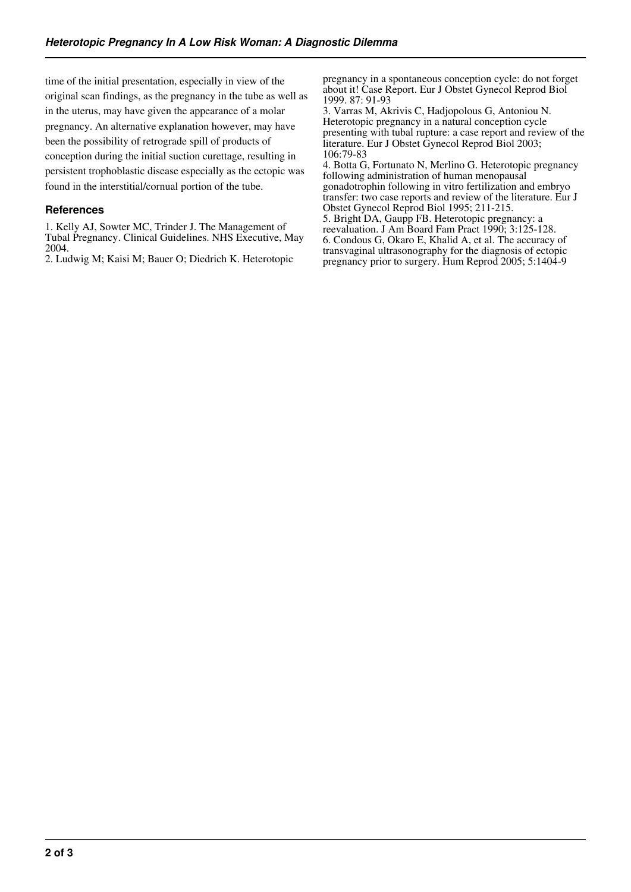time of the initial presentation, especially in view of the original scan findings, as the pregnancy in the tube as well as in the uterus, may have given the appearance of a molar pregnancy. An alternative explanation however, may have been the possibility of retrograde spill of products of conception during the initial suction curettage, resulting in persistent trophoblastic disease especially as the ectopic was found in the interstitial/cornual portion of the tube.

## References

1. Kelly AJ, Sowter MC, Trinder J. The Management of Tubal Pregnancy. Clinical Guidelines. NHS Executive, May 2004.
2. Ludwig M; Kaisi M; Bauer O; Diedrich K. Heterotopic pregnancy in a spontaneous conception cycle: do not forget about it! Case Report. Eur J Obstet Gynecol Reprod Biol 1999. 87: 91-93
3. Varras M, Akrivis C, Hadjopolous G, Antoniou N. Heterotopic pregnancy in a natural conception cycle presenting with tubal rupture: a case report and review of the literature. Eur J Obstet Gynecol Reprod Biol 2003; 106:79-83
4. Botta G, Fortunato N, Merlino G. Heterotopic pregnancy following administration of human menopausal gonadotrophin following in vitro fertilization and embryo transfer: two case reports and review of the literature. Eur J Obstet Gynecol Reprod Biol 1995; 211-215.
5. Bright DA, Gaupp FB. Heterotopic pregnancy: a reevaluation. J Am Board Fam Pract 1990; 3:125-128.
6. Condous G, Okaro E, Khalid A, et al. The accuracy of transvaginal ultrasonography for the diagnosis of ectopic pregnancy prior to surgery. Hum Reprod 2005; 5:1404-9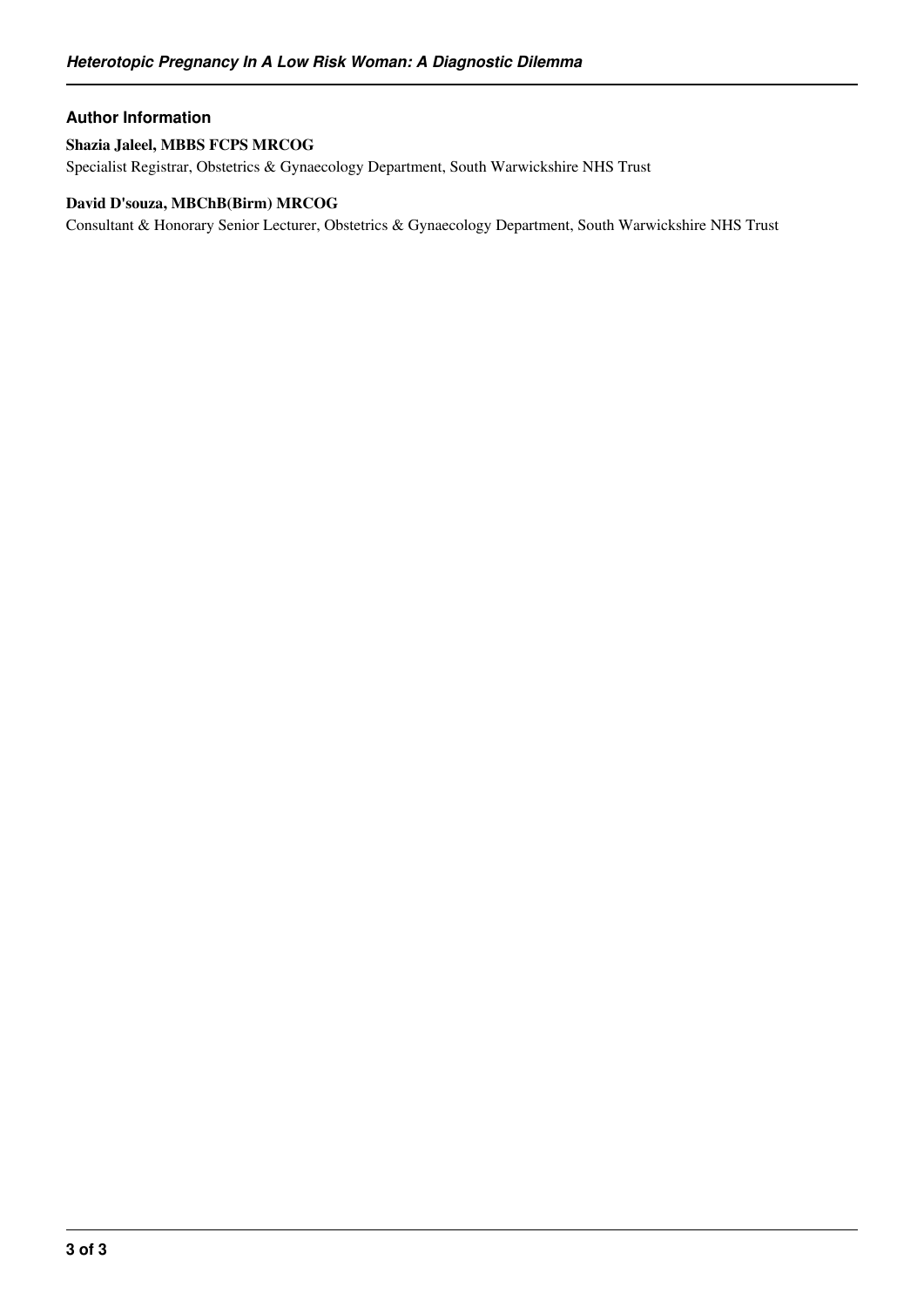### Author Information

**Shazia Jaleel, MBBS FCPS MRCOG**

Specialist Registrar, Obstetrics & Gynaecology Department, South Warwickshire NHS Trust

**David D'souza, MBChB(Birm) MRCOG**

Consultant & Honorary Senior Lecturer, Obstetrics & Gynaecology Department, South Warwickshire NHS Trust